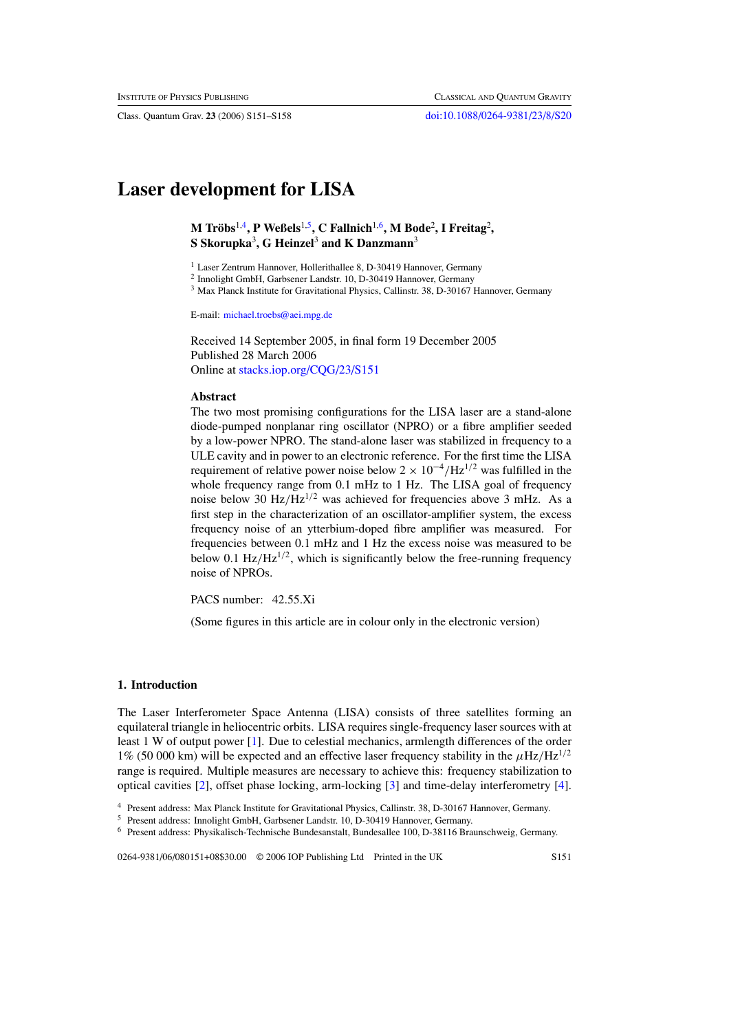# Laser development for LISA

**M Tröbs[1,4], P Weßels[1,5], C Fallnich[1,6], M Bode[2], I Freitag[2], S Skorupka[3], G Heinzel[3] and K Danzmann[3]**

[1] Laser Zentrum Hannover, Hollerithallee 8, D-30419 Hannover, Germany
[2] Innolight GmbH, Garbsener Landstr. 10, D-30419 Hannover, Germany
[3] Max Planck Institute for Gravitational Physics, Callinstr. 38, D-30167 Hannover, Germany

E-mail: michael.troebs@aei.mpg.de

Received 14 September 2005, in final form 19 December 2005
Published 28 March 2006
Online at stacks.iop.org/CQG/23/S151

## Abstract

The two most promising configurations for the LISA laser are a stand-alone diode-pumped nonplanar ring oscillator (NPRO) or a fibre amplifier seeded by a low-power NPRO. The stand-alone laser was stabilized in frequency to a ULE cavity and in power to an electronic reference. For the first time the LISA requirement of relative power noise below $2 \times 10^{-4}/\mathrm{Hz}^{1/2}$ was fulfilled in the whole frequency range from 0.1 mHz to 1 Hz. The LISA goal of frequency noise below $30\ \mathrm{Hz}/\mathrm{Hz}^{1/2}$ was achieved for frequencies above 3 mHz. As a first step in the characterization of an oscillator-amplifier system, the excess frequency noise of an ytterbium-doped fibre amplifier was measured. For frequencies between 0.1 mHz and 1 Hz the excess noise was measured to be below $0.1\ \mathrm{Hz}/\mathrm{Hz}^{1/2}$, which is significantly below the free-running frequency noise of NPROs.

PACS number: 42.55.Xi

(Some figures in this article are in colour only in the electronic version)

## 1. Introduction

The Laser Interferometer Space Antenna (LISA) consists of three satellites forming an equilateral triangle in heliocentric orbits. LISA requires single-frequency laser sources with at least 1 W of output power [1]. Due to celestial mechanics, armlength differences of the order 1% (50 000 km) will be expected and an effective laser frequency stability in the $\mu\mathrm{Hz}/\mathrm{Hz}^{1/2}$ range is required. Multiple measures are necessary to achieve this: frequency stabilization to optical cavities [2], offset phase locking, arm-locking [3] and time-delay interferometry [4].

[4] Present address: Max Planck Institute for Gravitational Physics, Callinstr. 38, D-30167 Hannover, Germany.
[5] Present address: Innolight GmbH, Garbsener Landstr. 10, D-30419 Hannover, Germany.
[6] Present address: Physikalisch-Technische Bundesanstalt, Bundesallee 100, D-38116 Braunschweig, Germany.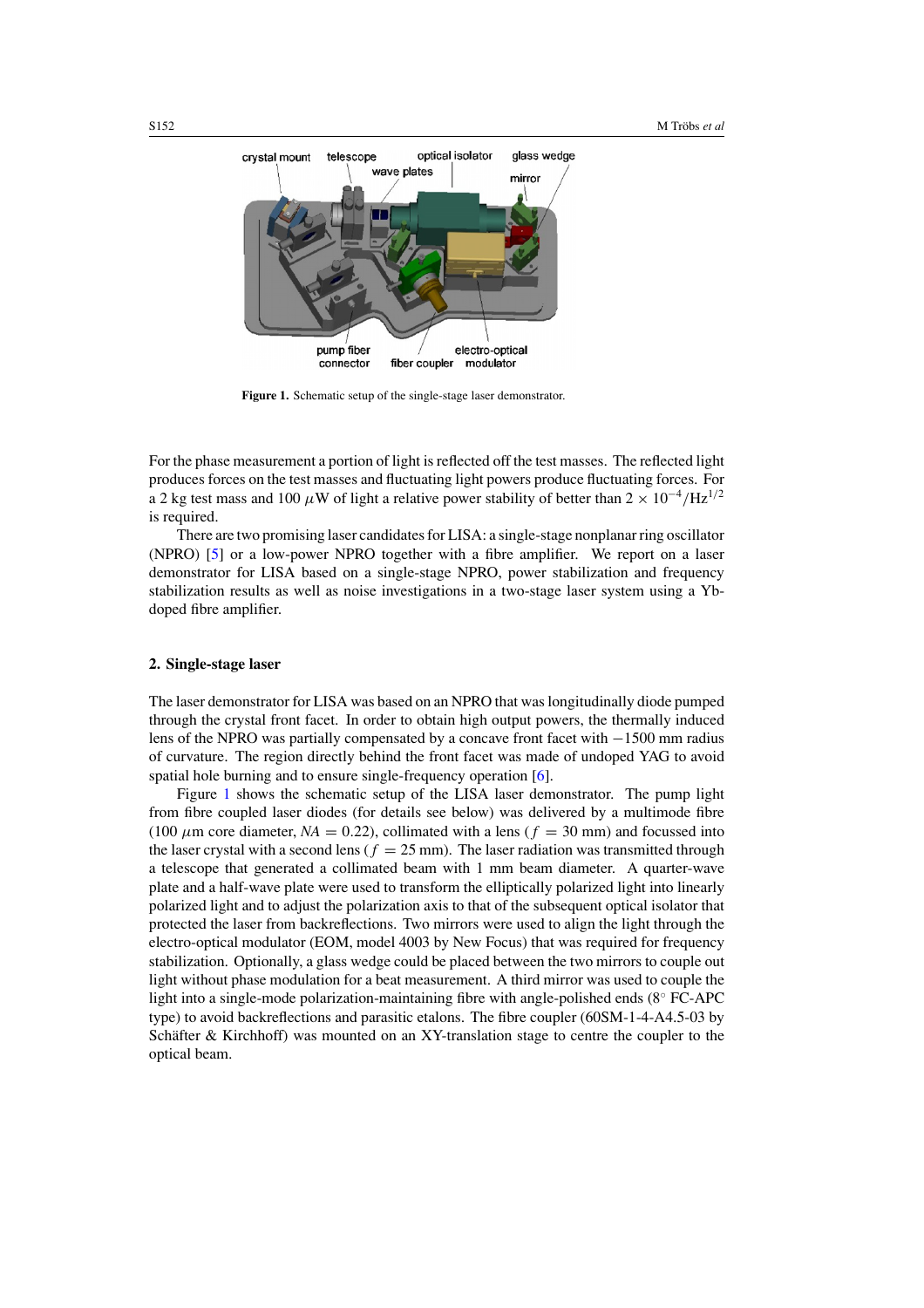Figure 1. Schematic setup of the single-stage laser demonstrator.

For the phase measurement a portion of light is reflected off the test masses. The reflected light produces forces on the test masses and fluctuating light powers produce fluctuating forces. For a 2 kg test mass and 100 $\mu$W of light a relative power stability of better than $2 \times 10^{-4}/\mathrm{Hz}^{1/2}$ is required.

There are two promising laser candidates for LISA: a single-stage nonplanar ring oscillator (NPRO) [5] or a low-power NPRO together with a fibre amplifier. We report on a laser demonstrator for LISA based on a single-stage NPRO, power stabilization and frequency stabilization results as well as noise investigations in a two-stage laser system using a Yb-doped fibre amplifier.

## 2. Single-stage laser

The laser demonstrator for LISA was based on an NPRO that was longitudinally diode pumped through the crystal front facet. In order to obtain high output powers, the thermally induced lens of the NPRO was partially compensated by a concave front facet with −1500 mm radius of curvature. The region directly behind the front facet was made of undoped YAG to avoid spatial hole burning and to ensure single-frequency operation [6].

Figure 1 shows the schematic setup of the LISA laser demonstrator. The pump light from fibre coupled laser diodes (for details see below) was delivered by a multimode fibre (100 $\mu$m core diameter, $NA = 0.22$), collimated with a lens ($f = 30$ mm) and focussed into the laser crystal with a second lens ($f = 25$ mm). The laser radiation was transmitted through a telescope that generated a collimated beam with 1 mm beam diameter. A quarter-wave plate and a half-wave plate were used to transform the elliptically polarized light into linearly polarized light and to adjust the polarization axis to that of the subsequent optical isolator that protected the laser from backreflections. Two mirrors were used to align the light through the electro-optical modulator (EOM, model 4003 by New Focus) that was required for frequency stabilization. Optionally, a glass wedge could be placed between the two mirrors to couple out light without phase modulation for a beat measurement. A third mirror was used to couple the light into a single-mode polarization-maintaining fibre with angle-polished ends (8° FC-APC type) to avoid backreflections and parasitic etalons. The fibre coupler (60SM-1-4-A4.5-03 by Schäfter & Kirchhoff) was mounted on an XY-translation stage to centre the coupler to the optical beam.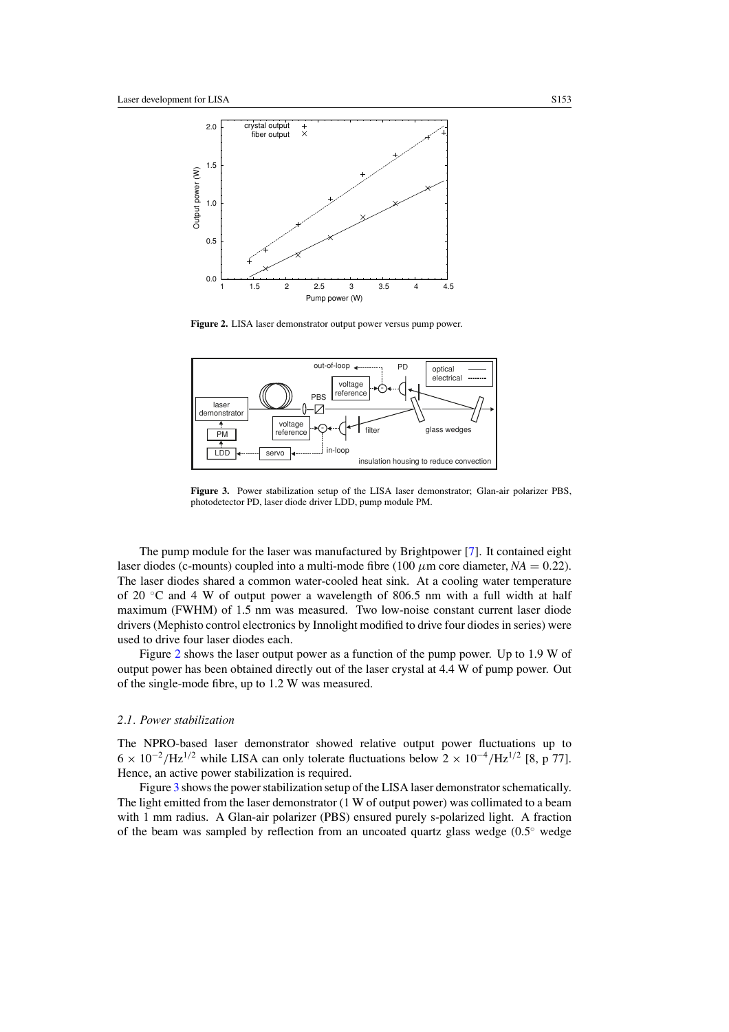**Figure 2.** LISA laser demonstrator output power versus pump power.

**Figure 3.** Power stabilization setup of the LISA laser demonstrator; Glan-air polarizer PBS, photodetector PD, laser diode driver LDD, pump module PM.

The pump module for the laser was manufactured by Brightpower [7]. It contained eight laser diodes (c-mounts) coupled into a multi-mode fibre (100 $\mu$m core diameter, $NA = 0.22$). The laser diodes shared a common water-cooled heat sink. At a cooling water temperature of 20 °C and 4 W of output power a wavelength of 806.5 nm with a full width at half maximum (FWHM) of 1.5 nm was measured. Two low-noise constant current laser diode drivers (Mephisto control electronics by Innolight modified to drive four diodes in series) were used to drive four laser diodes each.

Figure 2 shows the laser output power as a function of the pump power. Up to 1.9 W of output power has been obtained directly out of the laser crystal at 4.4 W of pump power. Out of the single-mode fibre, up to 1.2 W was measured.

### 2.1. Power stabilization

The NPRO-based laser demonstrator showed relative output power fluctuations up to $6 \times 10^{-2}/\mathrm{Hz}^{1/2}$ while LISA can only tolerate fluctuations below $2 \times 10^{-4}/\mathrm{Hz}^{1/2}$ [8, p 77]. Hence, an active power stabilization is required.

Figure 3 shows the power stabilization setup of the LISA laser demonstrator schematically. The light emitted from the laser demonstrator (1 W of output power) was collimated to a beam with 1 mm radius. A Glan-air polarizer (PBS) ensured purely s-polarized light. A fraction of the beam was sampled by reflection from an uncoated quartz glass wedge (0.5° wedge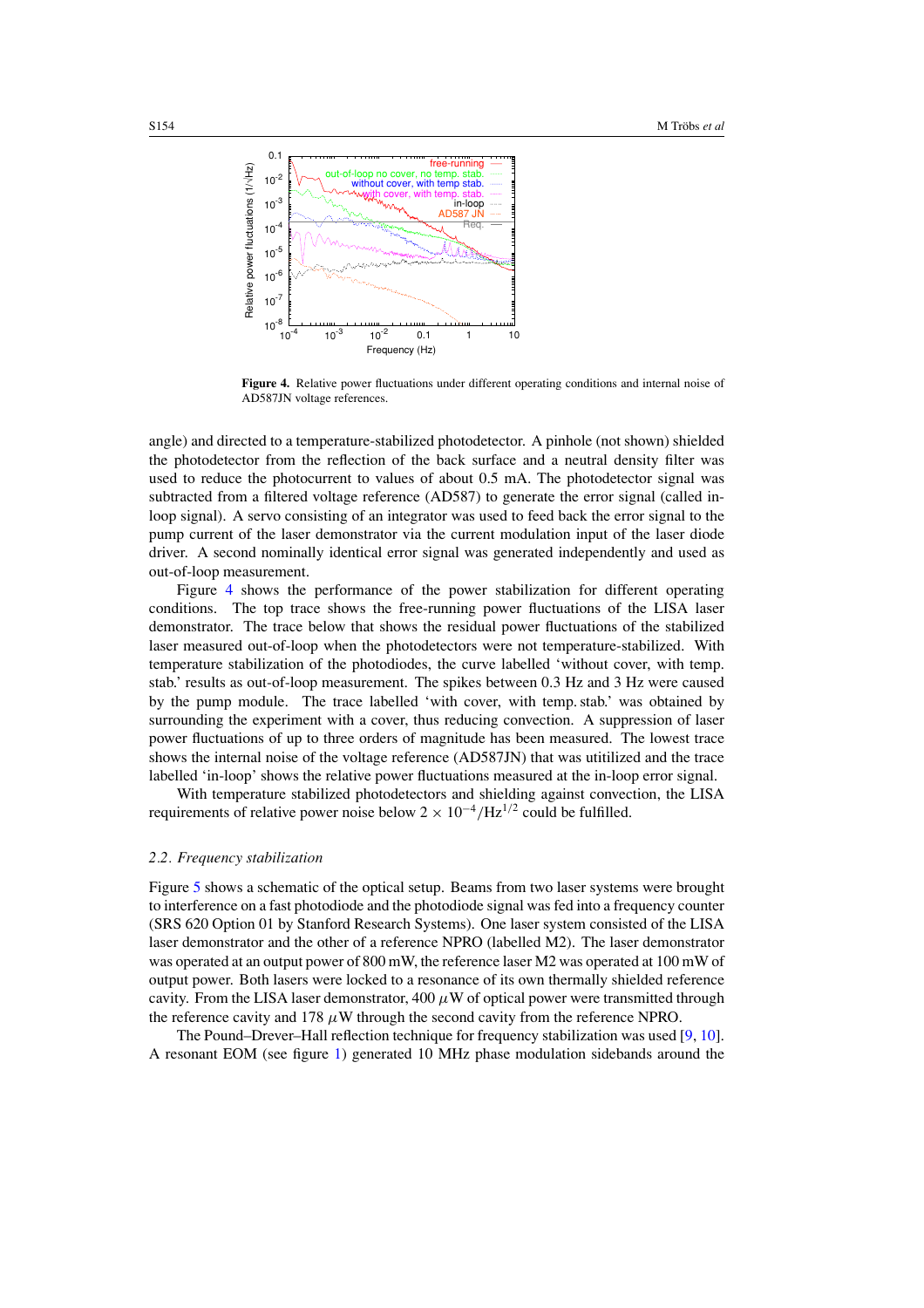**Figure 4.** Relative power fluctuations under different operating conditions and internal noise of AD587JN voltage references.

angle) and directed to a temperature-stabilized photodetector. A pinhole (not shown) shielded the photodetector from the reflection of the back surface and a neutral density filter was used to reduce the photocurrent to values of about 0.5 mA. The photodetector signal was subtracted from a filtered voltage reference (AD587) to generate the error signal (called in-loop signal). A servo consisting of an integrator was used to feed back the error signal to the pump current of the laser demonstrator via the current modulation input of the laser diode driver. A second nominally identical error signal was generated independently and used as out-of-loop measurement.

Figure 4 shows the performance of the power stabilization for different operating conditions. The top trace shows the free-running power fluctuations of the LISA laser demonstrator. The trace below that shows the residual power fluctuations of the stabilized laser measured out-of-loop when the photodetectors were not temperature-stabilized. With temperature stabilization of the photodiodes, the curve labelled 'without cover, with temp. stab.' results as out-of-loop measurement. The spikes between 0.3 Hz and 3 Hz were caused by the pump module. The trace labelled 'with cover, with temp. stab.' was obtained by surrounding the experiment with a cover, thus reducing convection. A suppression of laser power fluctuations of up to three orders of magnitude has been measured. The lowest trace shows the internal noise of the voltage reference (AD587JN) that was utitilized and the trace labelled 'in-loop' shows the relative power fluctuations measured at the in-loop error signal.

With temperature stabilized photodetectors and shielding against convection, the LISA requirements of relative power noise below $2 \times 10^{-4}/\mathrm{Hz}^{1/2}$ could be fulfilled.

### 2.2. *Frequency stabilization*

Figure 5 shows a schematic of the optical setup. Beams from two laser systems were brought to interference on a fast photodiode and the photodiode signal was fed into a frequency counter (SRS 620 Option 01 by Stanford Research Systems). One laser system consisted of the LISA laser demonstrator and the other of a reference NPRO (labelled M2). The laser demonstrator was operated at an output power of 800 mW, the reference laser M2 was operated at 100 mW of output power. Both lasers were locked to a resonance of its own thermally shielded reference cavity. From the LISA laser demonstrator, 400 $\mu$W of optical power were transmitted through the reference cavity and 178 $\mu$W through the second cavity from the reference NPRO.

The Pound–Drever–Hall reflection technique for frequency stabilization was used [9, 10]. A resonant EOM (see figure 1) generated 10 MHz phase modulation sidebands around the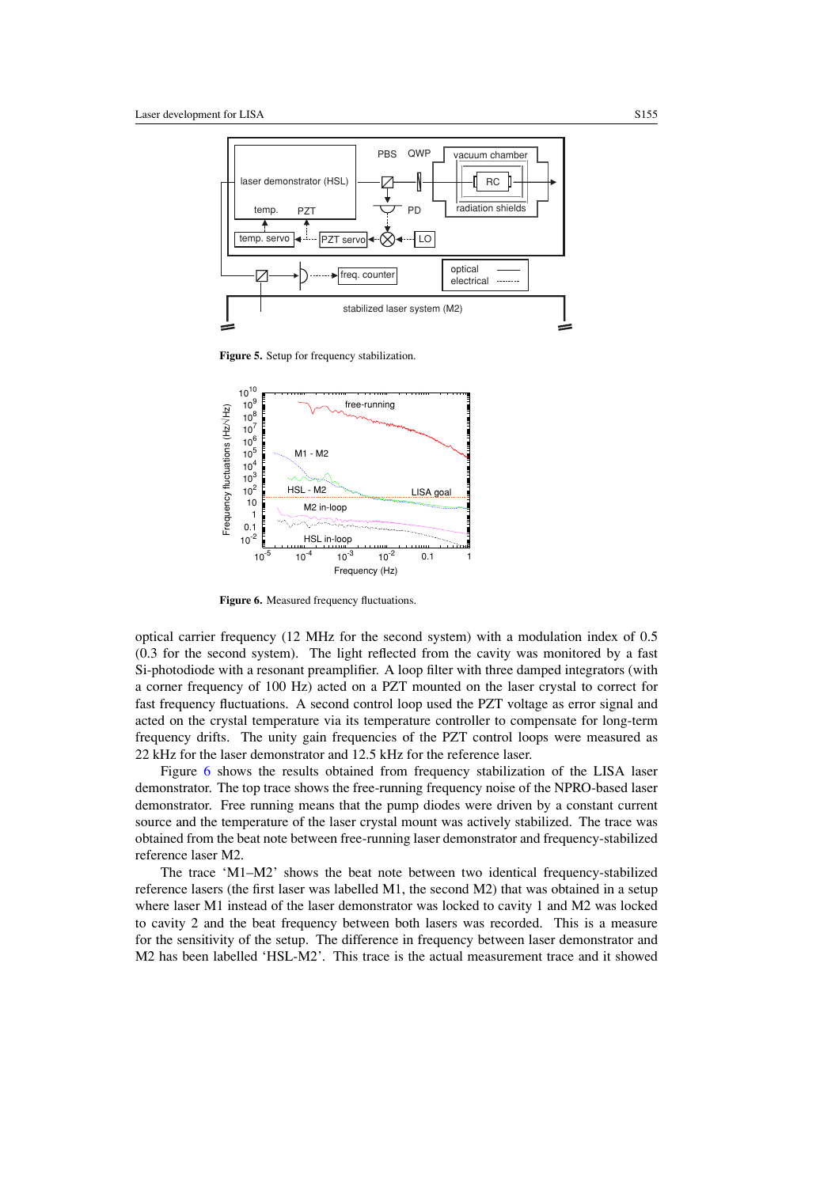**Figure 5.** Setup for frequency stabilization.

**Figure 6.** Measured frequency fluctuations.

optical carrier frequency (12 MHz for the second system) with a modulation index of 0.5 (0.3 for the second system). The light reflected from the cavity was monitored by a fast Si-photodiode with a resonant preamplifier. A loop filter with three damped integrators (with a corner frequency of 100 Hz) acted on a PZT mounted on the laser crystal to correct for fast frequency fluctuations. A second control loop used the PZT voltage as error signal and acted on the crystal temperature via its temperature controller to compensate for long-term frequency drifts. The unity gain frequencies of the PZT control loops were measured as 22 kHz for the laser demonstrator and 12.5 kHz for the reference laser.

Figure 6 shows the results obtained from frequency stabilization of the LISA laser demonstrator. The top trace shows the free-running frequency noise of the NPRO-based laser demonstrator. Free running means that the pump diodes were driven by a constant current source and the temperature of the laser crystal mount was actively stabilized. The trace was obtained from the beat note between free-running laser demonstrator and frequency-stabilized reference laser M2.

The trace 'M1–M2' shows the beat note between two identical frequency-stabilized reference lasers (the first laser was labelled M1, the second M2) that was obtained in a setup where laser M1 instead of the laser demonstrator was locked to cavity 1 and M2 was locked to cavity 2 and the beat frequency between both lasers was recorded. This is a measure for the sensitivity of the setup. The difference in frequency between laser demonstrator and M2 has been labelled 'HSL-M2'. This trace is the actual measurement trace and it showed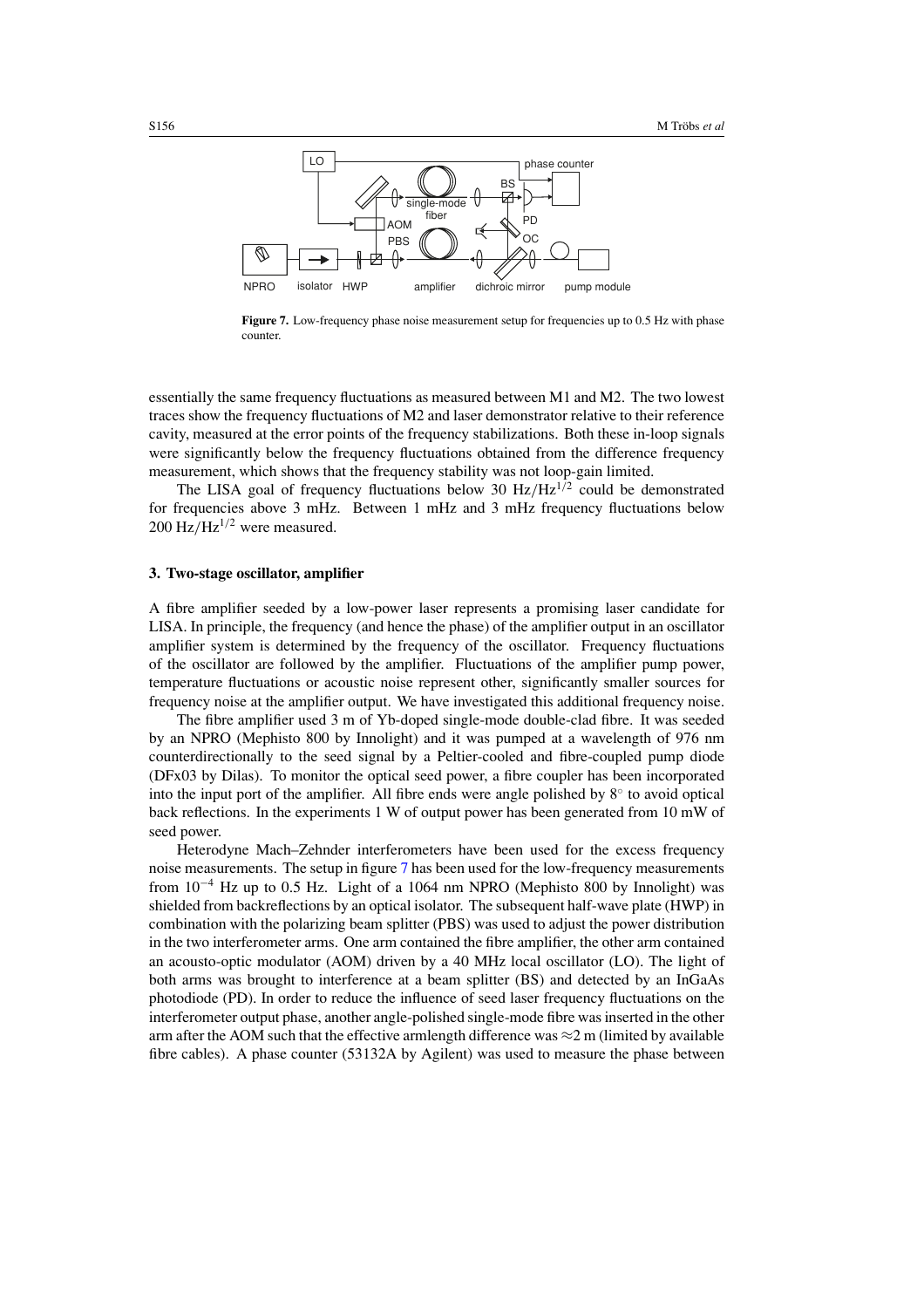**Figure 7.** Low-frequency phase noise measurement setup for frequencies up to 0.5 Hz with phase counter.

essentially the same frequency fluctuations as measured between M1 and M2. The two lowest traces show the frequency fluctuations of M2 and laser demonstrator relative to their reference cavity, measured at the error points of the frequency stabilizations. Both these in-loop signals were significantly below the frequency fluctuations obtained from the difference frequency measurement, which shows that the frequency stability was not loop-gain limited.

The LISA goal of frequency fluctuations below 30 $\mathrm{Hz/Hz^{1/2}}$ could be demonstrated for frequencies above 3 mHz. Between 1 mHz and 3 mHz frequency fluctuations below 200 $\mathrm{Hz/Hz^{1/2}}$ were measured.

### 3. Two-stage oscillator, amplifier

A fibre amplifier seeded by a low-power laser represents a promising laser candidate for LISA. In principle, the frequency (and hence the phase) of the amplifier output in an oscillator amplifier system is determined by the frequency of the oscillator. Frequency fluctuations of the oscillator are followed by the amplifier. Fluctuations of the amplifier pump power, temperature fluctuations or acoustic noise represent other, significantly smaller sources for frequency noise at the amplifier output. We have investigated this additional frequency noise.

The fibre amplifier used 3 m of Yb-doped single-mode double-clad fibre. It was seeded by an NPRO (Mephisto 800 by Innolight) and it was pumped at a wavelength of 976 nm counterdirectionally to the seed signal by a Peltier-cooled and fibre-coupled pump diode (DFx03 by Dilas). To monitor the optical seed power, a fibre coupler has been incorporated into the input port of the amplifier. All fibre ends were angle polished by 8° to avoid optical back reflections. In the experiments 1 W of output power has been generated from 10 mW of seed power.

Heterodyne Mach–Zehnder interferometers have been used for the excess frequency noise measurements. The setup in figure 7 has been used for the low-frequency measurements from $10^{-4}$ Hz up to 0.5 Hz. Light of a 1064 nm NPRO (Mephisto 800 by Innolight) was shielded from backreflections by an optical isolator. The subsequent half-wave plate (HWP) in combination with the polarizing beam splitter (PBS) was used to adjust the power distribution in the two interferometer arms. One arm contained the fibre amplifier, the other arm contained an acousto-optic modulator (AOM) driven by a 40 MHz local oscillator (LO). The light of both arms was brought to interference at a beam splitter (BS) and detected by an InGaAs photodiode (PD). In order to reduce the influence of seed laser frequency fluctuations on the interferometer output phase, another angle-polished single-mode fibre was inserted in the other arm after the AOM such that the effective armlength difference was $\approx$2 m (limited by available fibre cables). A phase counter (53132A by Agilent) was used to measure the phase between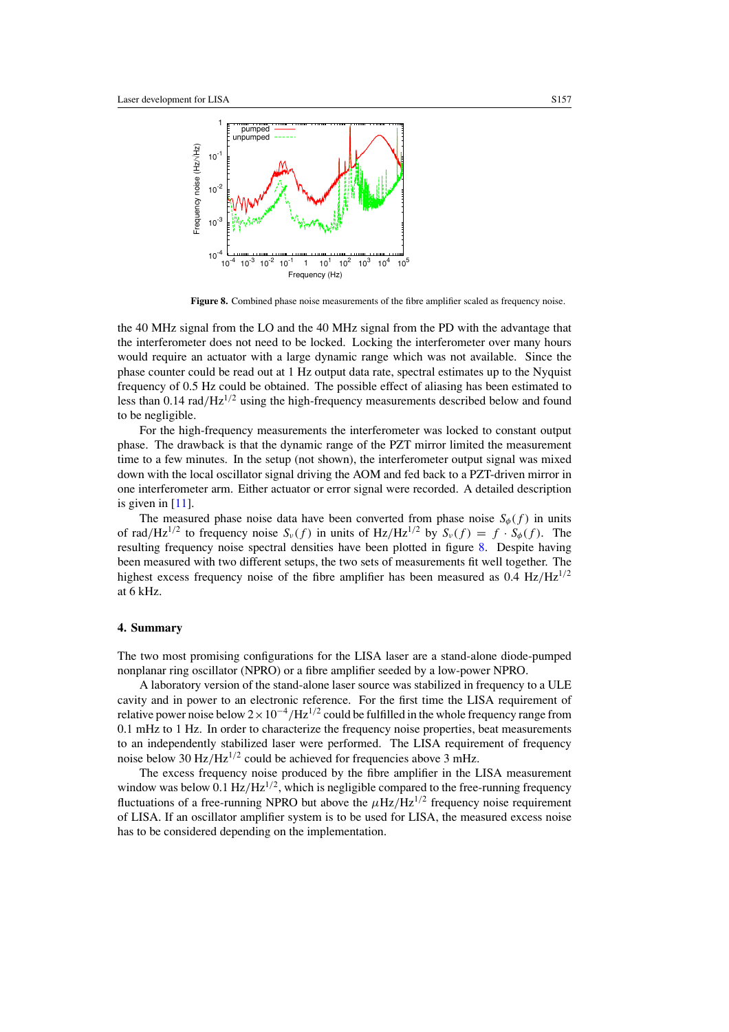**Figure 8.** Combined phase noise measurements of the fibre amplifier scaled as frequency noise.

the 40 MHz signal from the LO and the 40 MHz signal from the PD with the advantage that the interferometer does not need to be locked. Locking the interferometer over many hours would require an actuator with a large dynamic range which was not available. Since the phase counter could be read out at 1 Hz output data rate, spectral estimates up to the Nyquist frequency of 0.5 Hz could be obtained. The possible effect of aliasing has been estimated to less than 0.14 rad/Hz$^{1/2}$ using the high-frequency measurements described below and found to be negligible.

For the high-frequency measurements the interferometer was locked to constant output phase. The drawback is that the dynamic range of the PZT mirror limited the measurement time to a few minutes. In the setup (not shown), the interferometer output signal was mixed down with the local oscillator signal driving the AOM and fed back to a PZT-driven mirror in one interferometer arm. Either actuator or error signal were recorded. A detailed description is given in [11].

The measured phase noise data have been converted from phase noise $S_\phi(f)$ in units of rad/Hz$^{1/2}$ to frequency noise $S_\nu(f)$ in units of Hz/Hz$^{1/2}$ by $S_\nu(f) = f \cdot S_\phi(f)$. The resulting frequency noise spectral densities have been plotted in figure 8. Despite having been measured with two different setups, the two sets of measurements fit well together. The highest excess frequency noise of the fibre amplifier has been measured as 0.4 Hz/Hz$^{1/2}$ at 6 kHz.

## 4. Summary

The two most promising configurations for the LISA laser are a stand-alone diode-pumped nonplanar ring oscillator (NPRO) or a fibre amplifier seeded by a low-power NPRO.

A laboratory version of the stand-alone laser source was stabilized in frequency to a ULE cavity and in power to an electronic reference. For the first time the LISA requirement of relative power noise below $2 \times 10^{-4}$/Hz$^{1/2}$ could be fulfilled in the whole frequency range from 0.1 mHz to 1 Hz. In order to characterize the frequency noise properties, beat measurements to an independently stabilized laser were performed. The LISA requirement of frequency noise below 30 Hz/Hz$^{1/2}$ could be achieved for frequencies above 3 mHz.

The excess frequency noise produced by the fibre amplifier in the LISA measurement window was below 0.1 Hz/Hz$^{1/2}$, which is negligible compared to the free-running frequency fluctuations of a free-running NPRO but above the $\mu$Hz/Hz$^{1/2}$ frequency noise requirement of LISA. If an oscillator amplifier system is to be used for LISA, the measured excess noise has to be considered depending on the implementation.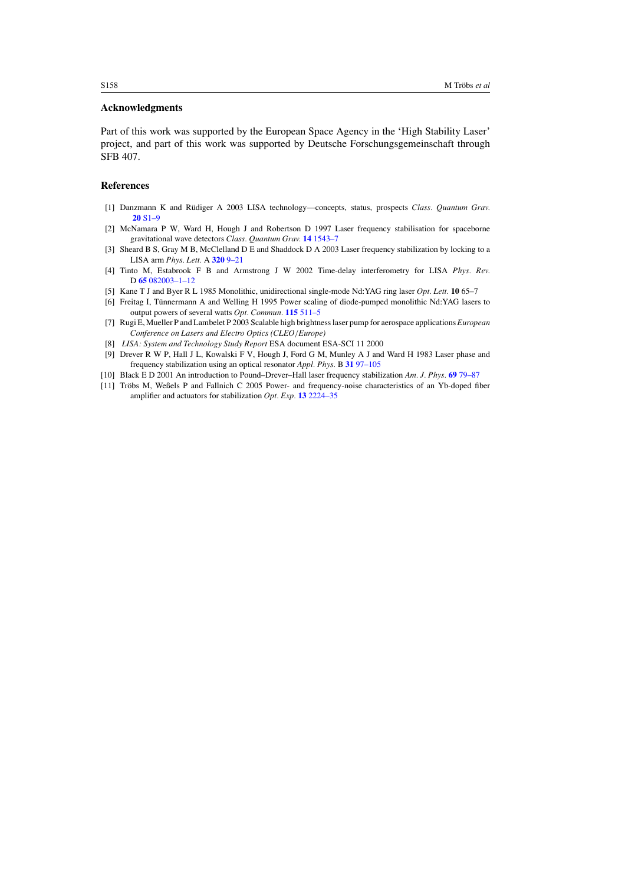## Acknowledgments

Part of this work was supported by the European Space Agency in the 'High Stability Laser' project, and part of this work was supported by Deutsche Forschungsgemeinschaft through SFB 407.

## References

[1] Danzmann K and Rüdiger A 2003 LISA technology—concepts, status, prospects *Class. Quantum Grav.* **20** S1–9

[2] McNamara P W, Ward H, Hough J and Robertson D 1997 Laser frequency stabilisation for spaceborne gravitational wave detectors *Class. Quantum Grav.* **14** 1543–7

[3] Sheard B S, Gray M B, McClelland D E and Shaddock D A 2003 Laser frequency stabilization by locking to a LISA arm *Phys. Lett.* A **320** 9–21

[4] Tinto M, Estabrook F B and Armstrong J W 2002 Time-delay interferometry for LISA *Phys. Rev.* D **65** 082003–1–12

[5] Kane T J and Byer R L 1985 Monolithic, unidirectional single-mode Nd:YAG ring laser *Opt. Lett.* **10** 65–7

[6] Freitag I, Tünnermann A and Welling H 1995 Power scaling of diode-pumped monolithic Nd:YAG lasers to output powers of several watts *Opt. Commun.* **115** 511–5

[7] Rugi E, Mueller P and Lambelet P 2003 Scalable high brightness laser pump for aerospace applications *European Conference on Lasers and Electro Optics (CLEO/Europe)*

[8] *LISA: System and Technology Study Report* ESA document ESA-SCI 11 2000

[9] Drever R W P, Hall J L, Kowalski F V, Hough J, Ford G M, Munley A J and Ward H 1983 Laser phase and frequency stabilization using an optical resonator *Appl. Phys.* B **31** 97–105

[10] Black E D 2001 An introduction to Pound–Drever–Hall laser frequency stabilization *Am. J. Phys.* **69** 79–87

[11] Tröbs M, Weßels P and Fallnich C 2005 Power- and frequency-noise characteristics of an Yb-doped fiber amplifier and actuators for stabilization *Opt. Exp.* **13** 2224–35